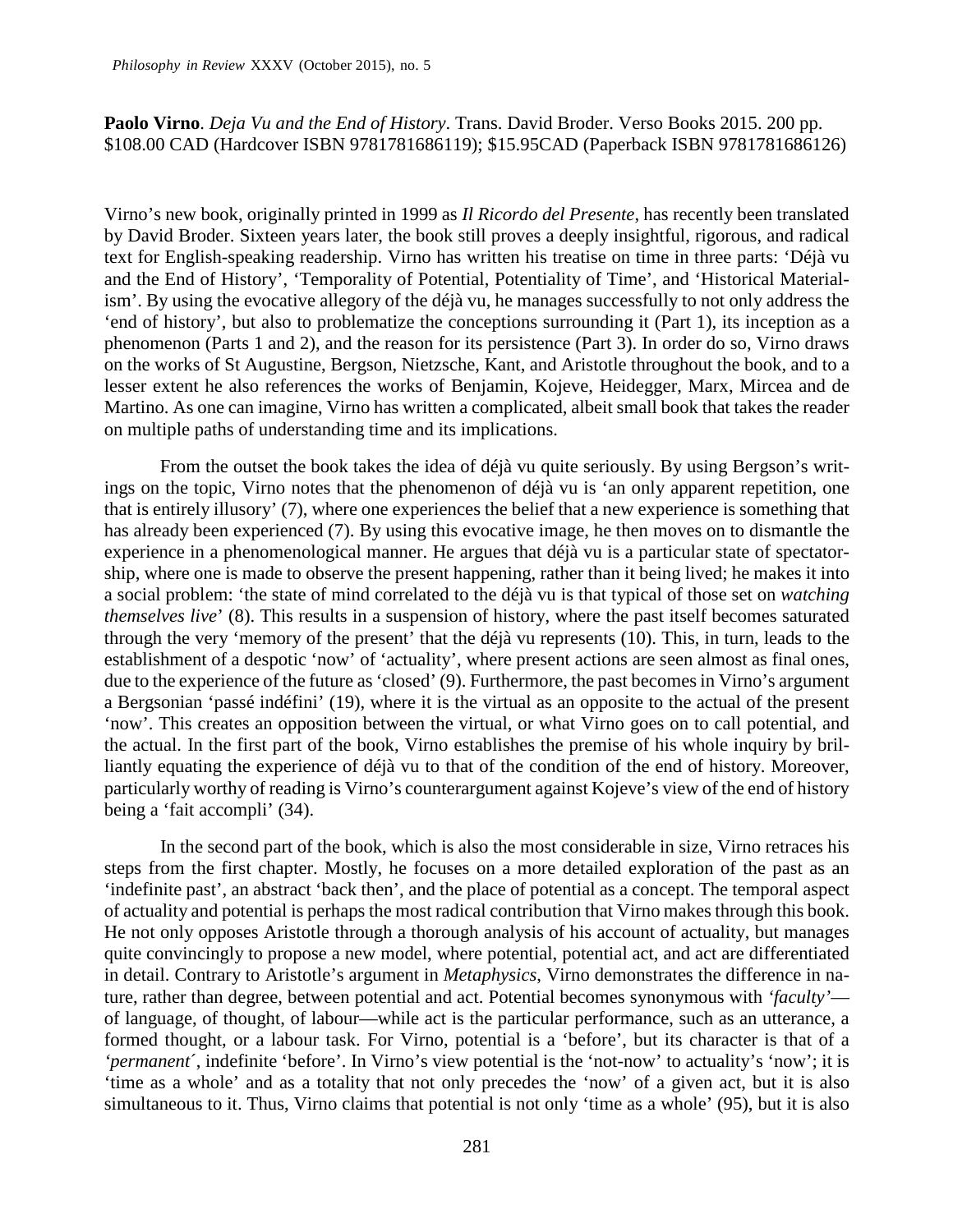**Paolo Virno**. *Deja Vu and the End of History*. Trans. David Broder. Verso Books 2015. 200 pp. $108.00 CAD (Hardcover ISBN 9781781686119); $15.95CAD (Paperback ISBN 9781781686126)

Virno's new book, originally printed in 1999 as *Il Ricordo del Presente*, has recently been translated by David Broder. Sixteen years later, the book still proves a deeply insightful, rigorous, and radical text for English-speaking readership. Virno has written his treatise on time in three parts: 'Déjà vu and the End of History', 'Temporality of Potential, Potentiality of Time', and 'Historical Materialism'. By using the evocative allegory of the déjà vu, he manages successfully to not only address the 'end of history', but also to problematize the conceptions surrounding it (Part 1), its inception as a phenomenon (Parts 1 and 2), and the reason for its persistence (Part 3). In order do so, Virno draws on the works of St Augustine, Bergson, Nietzsche, Kant, and Aristotle throughout the book, and to a lesser extent he also references the works of Benjamin, Kojeve, Heidegger, Marx, Mircea and de Martino. As one can imagine, Virno has written a complicated, albeit small book that takes the reader on multiple paths of understanding time and its implications.

From the outset the book takes the idea of déjà vu quite seriously. By using Bergson's writings on the topic, Virno notes that the phenomenon of déjà vu is 'an only apparent repetition, one that is entirely illusory' (7), where one experiences the belief that a new experience is something that has already been experienced (7). By using this evocative image, he then moves on to dismantle the experience in a phenomenological manner. He argues that déjà vu is a particular state of spectatorship, where one is made to observe the present happening, rather than it being lived; he makes it into a social problem: 'the state of mind correlated to the déjà vu is that typical of those set on *watching themselves live*' (8). This results in a suspension of history, where the past itself becomes saturated through the very 'memory of the present' that the déjà vu represents (10). This, in turn, leads to the establishment of a despotic 'now' of 'actuality', where present actions are seen almost as final ones, due to the experience of the future as 'closed' (9). Furthermore, the past becomes in Virno's argument a Bergsonian 'passé indéfini' (19), where it is the virtual as an opposite to the actual of the present 'now'. This creates an opposition between the virtual, or what Virno goes on to call potential, and the actual. In the first part of the book, Virno establishes the premise of his whole inquiry by brilliantly equating the experience of déjà vu to that of the condition of the end of history. Moreover, particularly worthy of reading is Virno's counterargument against Kojeve's view of the end of history being a 'fait accompli' (34).

In the second part of the book, which is also the most considerable in size, Virno retraces his steps from the first chapter. Mostly, he focuses on a more detailed exploration of the past as an 'indefinite past', an abstract 'back then', and the place of potential as a concept. The temporal aspect of actuality and potential is perhaps the most radical contribution that Virno makes through this book. He not only opposes Aristotle through a thorough analysis of his account of actuality, but manages quite convincingly to propose a new model, where potential, potential act, and act are differentiated in detail. Contrary to Aristotle's argument in *Metaphysics*, Virno demonstrates the difference in nature, rather than degree, between potential and act. Potential becomes synonymous with *'faculty'*—of language, of thought, of labour—while act is the particular performance, such as an utterance, a formed thought, or a labour task. For Virno, potential is a 'before', but its character is that of a *'permanent´*, indefinite 'before'. In Virno's view potential is the 'not-now' to actuality's 'now'; it is 'time as a whole' and as a totality that not only precedes the 'now' of a given act, but it is also simultaneous to it. Thus, Virno claims that potential is not only 'time as a whole' (95), but it is also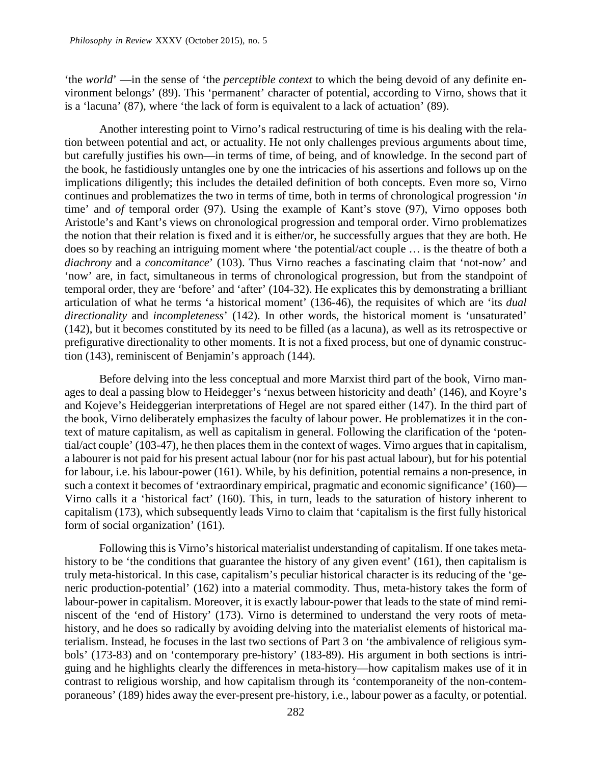'the *world*' —in the sense of 'the *perceptible context* to which the being devoid of any definite environment belongs' (89). This 'permanent' character of potential, according to Virno, shows that it is a 'lacuna' (87), where 'the lack of form is equivalent to a lack of actuation' (89).

Another interesting point to Virno's radical restructuring of time is his dealing with the relation between potential and act, or actuality. He not only challenges previous arguments about time, but carefully justifies his own—in terms of time, of being, and of knowledge. In the second part of the book, he fastidiously untangles one by one the intricacies of his assertions and follows up on the implications diligently; this includes the detailed definition of both concepts. Even more so, Virno continues and problematizes the two in terms of time, both in terms of chronological progression '*in* time' and *of* temporal order (97). Using the example of Kant's stove (97), Virno opposes both Aristotle's and Kant's views on chronological progression and temporal order. Virno problematizes the notion that their relation is fixed and it is either/or, he successfully argues that they are both. He does so by reaching an intriguing moment where 'the potential/act couple … is the theatre of both a *diachrony* and a *concomitance*' (103). Thus Virno reaches a fascinating claim that 'not-now' and 'now' are, in fact, simultaneous in terms of chronological progression, but from the standpoint of temporal order, they are 'before' and 'after' (104-32). He explicates this by demonstrating a brilliant articulation of what he terms 'a historical moment' (136-46), the requisites of which are 'its *dual directionality* and *incompleteness*' (142). In other words, the historical moment is 'unsaturated' (142), but it becomes constituted by its need to be filled (as a lacuna), as well as its retrospective or prefigurative directionality to other moments. It is not a fixed process, but one of dynamic construction (143), reminiscent of Benjamin's approach (144).

Before delving into the less conceptual and more Marxist third part of the book, Virno manages to deal a passing blow to Heidegger's 'nexus between historicity and death' (146), and Koyre's and Kojeve's Heideggerian interpretations of Hegel are not spared either (147). In the third part of the book, Virno deliberately emphasizes the faculty of labour power. He problematizes it in the context of mature capitalism, as well as capitalism in general. Following the clarification of the 'potential/act couple' (103-47), he then places them in the context of wages. Virno argues that in capitalism, a labourer is not paid for his present actual labour (nor for his past actual labour), but for his potential for labour, i.e. his labour-power (161). While, by his definition, potential remains a non-presence, in such a context it becomes of 'extraordinary empirical, pragmatic and economic significance' (160)—Virno calls it a 'historical fact' (160). This, in turn, leads to the saturation of history inherent to capitalism (173), which subsequently leads Virno to claim that 'capitalism is the first fully historical form of social organization' (161).

Following this is Virno's historical materialist understanding of capitalism. If one takes meta-history to be 'the conditions that guarantee the history of any given event' (161), then capitalism is truly meta-historical. In this case, capitalism's peculiar historical character is its reducing of the 'generic production-potential' (162) into a material commodity. Thus, meta-history takes the form of labour-power in capitalism. Moreover, it is exactly labour-power that leads to the state of mind reminiscent of the 'end of History' (173). Virno is determined to understand the very roots of meta-history, and he does so radically by avoiding delving into the materialist elements of historical materialism. Instead, he focuses in the last two sections of Part 3 on 'the ambivalence of religious symbols' (173-83) and on 'contemporary pre-history' (183-89). His argument in both sections is intriguing and he highlights clearly the differences in meta-history—how capitalism makes use of it in contrast to religious worship, and how capitalism through its 'contemporaneity of the non-contemporaneous' (189) hides away the ever-present pre-history, i.e., labour power as a faculty, or potential.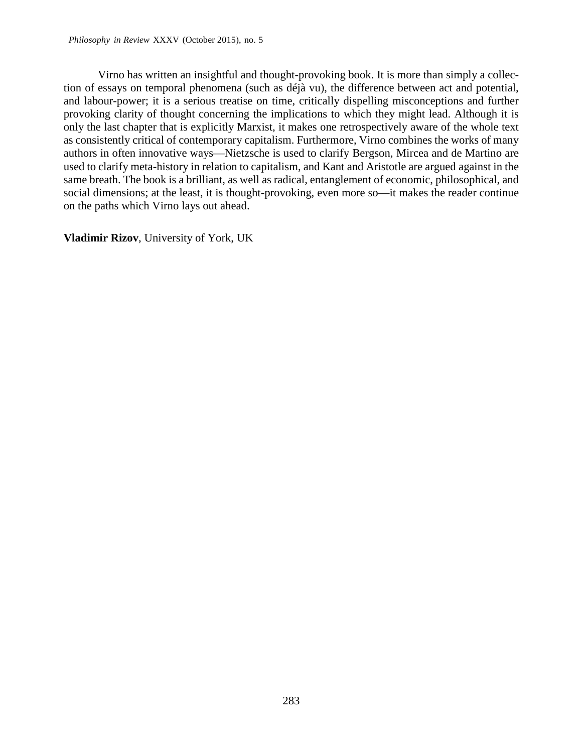Virno has written an insightful and thought-provoking book. It is more than simply a collection of essays on temporal phenomena (such as déjà vu), the difference between act and potential, and labour-power; it is a serious treatise on time, critically dispelling misconceptions and further provoking clarity of thought concerning the implications to which they might lead. Although it is only the last chapter that is explicitly Marxist, it makes one retrospectively aware of the whole text as consistently critical of contemporary capitalism. Furthermore, Virno combines the works of many authors in often innovative ways—Nietzsche is used to clarify Bergson, Mircea and de Martino are used to clarify meta-history in relation to capitalism, and Kant and Aristotle are argued against in the same breath. The book is a brilliant, as well as radical, entanglement of economic, philosophical, and social dimensions; at the least, it is thought-provoking, even more so—it makes the reader continue on the paths which Virno lays out ahead.

**Vladimir Rizov**, University of York, UK